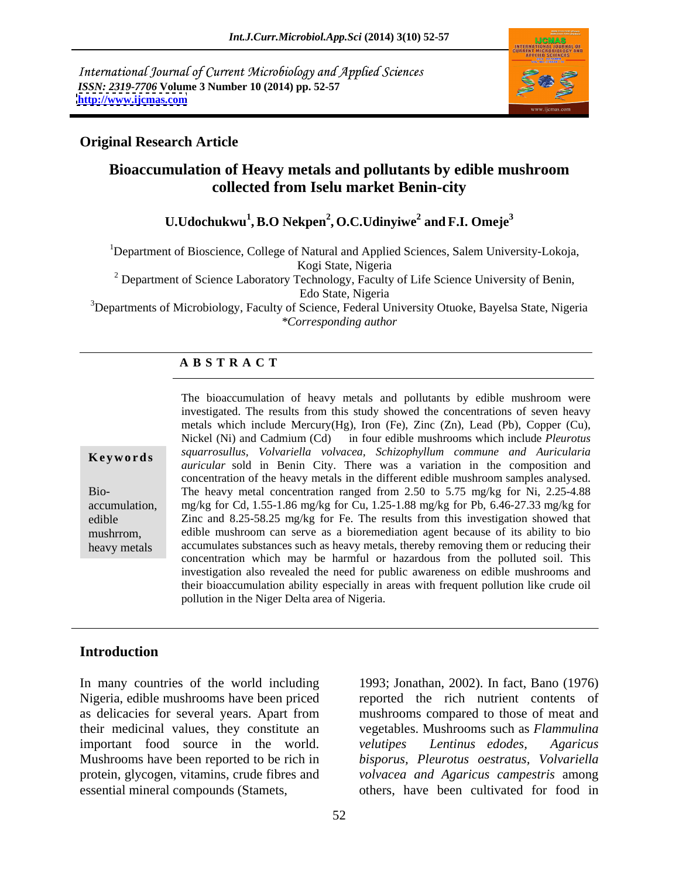International Journal of Current Microbiology and Applied Sciences
*ISSN: 2319-7706* **Volume 3 Number 10 (2014) pp. 52-57**
**http://www.ijcmas.com**

**Original Research Article**

# Bioaccumulation of Heavy metals and pollutants by edible mushroom collected from Iselu market Benin-city

**U.Udochukwu[1], B.O Nekpen[2], O.C.Udinyiwe[2] and F.I. Omeje[3]**

[1]Department of Bioscience, College of Natural and Applied Sciences, Salem University-Lokoja, Kogi State, Nigeria
[2] Department of Science Laboratory Technology, Faculty of Life Science University of Benin, Edo State, Nigeria
[3]Departments of Microbiology, Faculty of Science, Federal University Otuoke, Bayelsa State, Nigeria
*\*Corresponding author*

## A B S T R A C T

**Keywords**

Bio-accumulation, edible mushrrom, heavy metals

The bioaccumulation of heavy metals and pollutants by edible mushroom were investigated. The results from this study showed the concentrations of seven heavy metals which include Mercury(Hg), Iron (Fe), Zinc (Zn), Lead (Pb), Copper (Cu), Nickel (Ni) and Cadmium (Cd) in four edible mushrooms which include *Pleurotus squarrosullus, Volvariella volvacea, Schizophyllum commune and Auricularia auricular* sold in Benin City. There was a variation in the composition and concentration of the heavy metals in the different edible mushroom samples analysed. The heavy metal concentration ranged from 2.50 to 5.75 mg/kg for Ni, 2.25-4.88 mg/kg for Cd, 1.55-1.86 mg/kg for Cu, 1.25-1.88 mg/kg for Pb, 6.46-27.33 mg/kg for Zinc and 8.25-58.25 mg/kg for Fe. The results from this investigation showed that edible mushroom can serve as a bioremediation agent because of its ability to bio accumulates substances such as heavy metals, thereby removing them or reducing their concentration which may be harmful or hazardous from the polluted soil. This investigation also revealed the need for public awareness on edible mushrooms and their bioaccumulation ability especially in areas with frequent pollution like crude oil pollution in the Niger Delta area of Nigeria.

## Introduction

In many countries of the world including Nigeria, edible mushrooms have been priced as delicacies for several years. Apart from their medicinal values, they constitute an important food source in the world. Mushrooms have been reported to be rich in protein, glycogen, vitamins, crude fibres and essential mineral compounds (Stamets, 1993; Jonathan, 2002). In fact, Bano (1976) reported the rich nutrient contents of mushrooms compared to those of meat and vegetables. Mushrooms such as *Flammulina velutipes Lentinus edodes, Agaricus bisporus, Pleurotus oestratus, Volvariella volvacea and Agaricus campestris* among others, have been cultivated for food in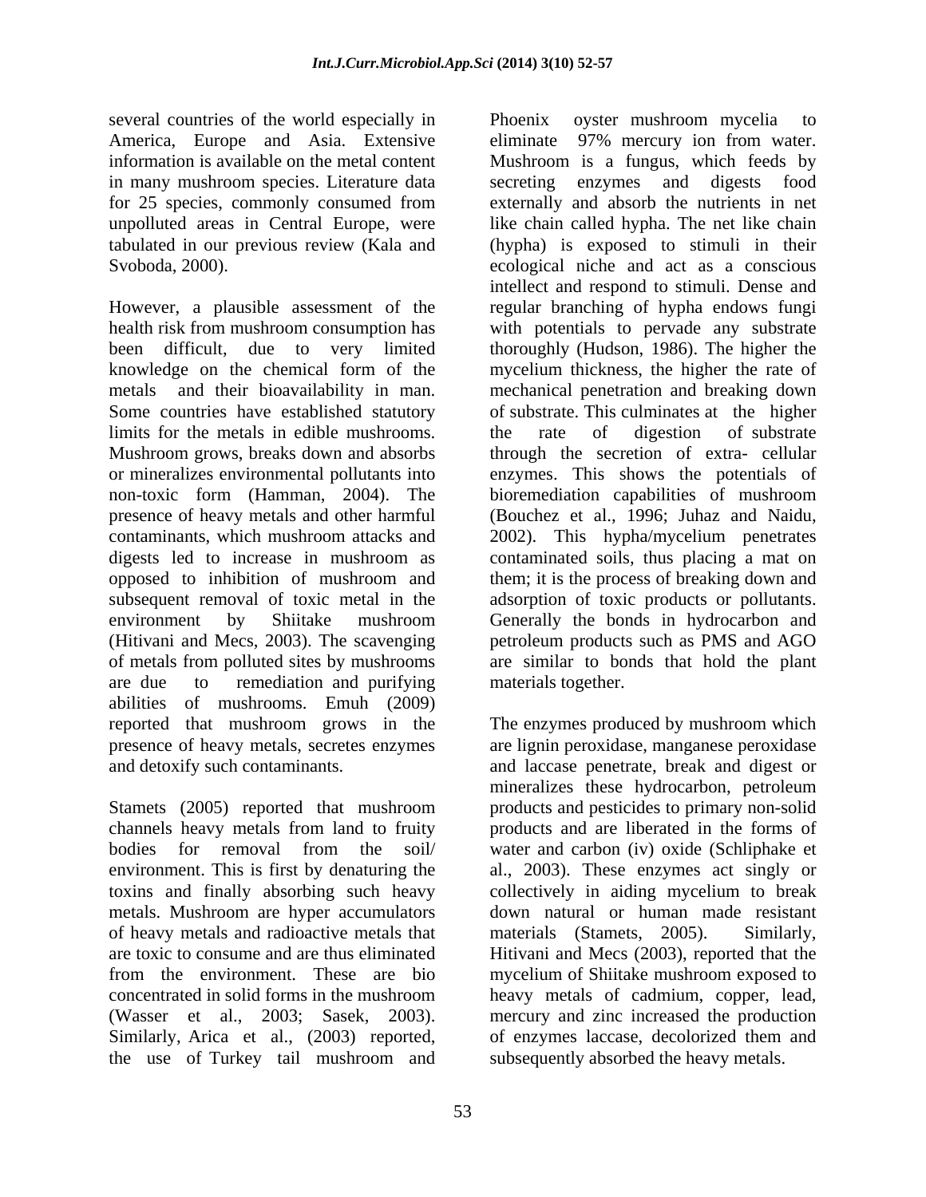several countries of the world especially in America, Europe and Asia. Extensive information is available on the metal content in many mushroom species. Literature data for 25 species, commonly consumed from unpolluted areas in Central Europe, were tabulated in our previous review (Kala and Svoboda, 2000).

However, a plausible assessment of the health risk from mushroom consumption has been difficult, due to very limited knowledge on the chemical form of the metals and their bioavailability in man. Some countries have established statutory limits for the metals in edible mushrooms. Mushroom grows, breaks down and absorbs or mineralizes environmental pollutants into non-toxic form (Hamman, 2004). The presence of heavy metals and other harmful contaminants, which mushroom attacks and digests led to increase in mushroom as opposed to inhibition of mushroom and subsequent removal of toxic metal in the environment by Shiitake mushroom (Hitivani and Mecs, 2003). The scavenging of metals from polluted sites by mushrooms are due to remediation and purifying abilities of mushrooms. Emuh (2009) reported that mushroom grows in the presence of heavy metals, secretes enzymes and detoxify such contaminants.

Stamets (2005) reported that mushroom channels heavy metals from land to fruity bodies for removal from the soil/ environment. This is first by denaturing the toxins and finally absorbing such heavy metals. Mushroom are hyper accumulators of heavy metals and radioactive metals that are toxic to consume and are thus eliminated from the environment. These are bio concentrated in solid forms in the mushroom (Wasser et al., 2003; Sasek, 2003). Similarly, Arica et al., (2003) reported, the use of Turkey tail mushroom and Phoenix oyster mushroom mycelia to eliminate 97% mercury ion from water. Mushroom is a fungus, which feeds by secreting enzymes and digests food externally and absorb the nutrients in net like chain called hypha. The net like chain (hypha) is exposed to stimuli in their ecological niche and act as a conscious intellect and respond to stimuli. Dense and regular branching of hypha endows fungi with potentials to pervade any substrate thoroughly (Hudson, 1986). The higher the mycelium thickness, the higher the rate of mechanical penetration and breaking down of substrate. This culminates at the higher the rate of digestion of substrate through the secretion of extra- cellular enzymes. This shows the potentials of bioremediation capabilities of mushroom (Bouchez et al., 1996; Juhaz and Naidu, 2002). This hypha/mycelium penetrates contaminated soils, thus placing a mat on them; it is the process of breaking down and adsorption of toxic products or pollutants. Generally the bonds in hydrocarbon and petroleum products such as PMS and AGO are similar to bonds that hold the plant materials together.

The enzymes produced by mushroom which are lignin peroxidase, manganese peroxidase and laccase penetrate, break and digest or mineralizes these hydrocarbon, petroleum products and pesticides to primary non-solid products and are liberated in the forms of water and carbon (iv) oxide (Schliphake et al., 2003). These enzymes act singly or collectively in aiding mycelium to break down natural or human made resistant materials (Stamets, 2005). Similarly, Hitivani and Mecs (2003), reported that the mycelium of Shiitake mushroom exposed to heavy metals of cadmium, copper, lead, mercury and zinc increased the production of enzymes laccase, decolorized them and subsequently absorbed the heavy metals.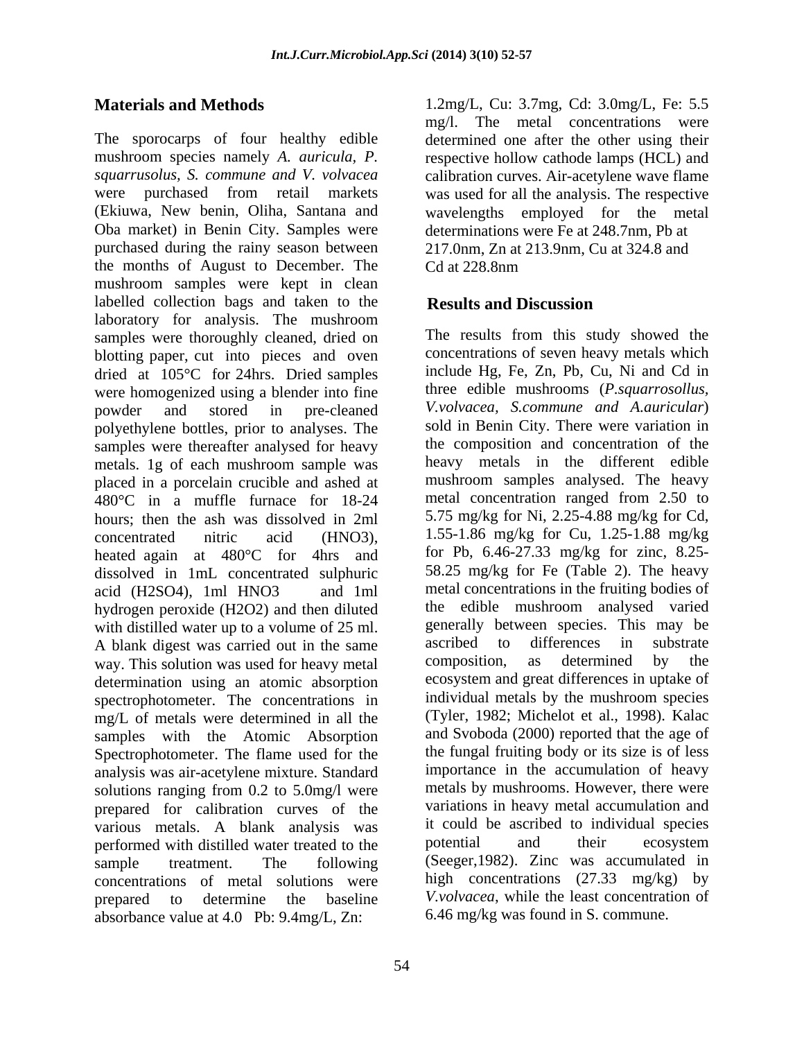## Materials and Methods

The sporocarps of four healthy edible mushroom species namely *A. auricula, P. squarrusolus, S. commune and V. volvacea* were purchased from retail markets (Ekiuwa, New benin, Oliha, Santana and Oba market) in Benin City. Samples were purchased during the rainy season between the months of August to December. The mushroom samples were kept in clean labelled collection bags and taken to the laboratory for analysis. The mushroom samples were thoroughly cleaned, dried on blotting paper, cut into pieces and oven dried at 105°C for 24hrs. Dried samples were homogenized using a blender into fine powder and stored in pre-cleaned polyethylene bottles, prior to analyses. The samples were thereafter analysed for heavy metals. 1g of each mushroom sample was placed in a porcelain crucible and ashed at 480°C in a muffle furnace for 18-24 hours; then the ash was dissolved in 2ml concentrated nitric acid (HNO3), heated again at 480°C for 4hrs and dissolved in 1mL concentrated sulphuric acid (H2SO4), 1ml HNO3 and 1ml hydrogen peroxide (H2O2) and then diluted with distilled water up to a volume of 25 ml. A blank digest was carried out in the same way. This solution was used for heavy metal determination using an atomic absorption spectrophotometer. The concentrations in mg/L of metals were determined in all the samples with the Atomic Absorption Spectrophotometer. The flame used for the analysis was air-acetylene mixture. Standard solutions ranging from 0.2 to 5.0mg/l were prepared for calibration curves of the various metals. A blank analysis was performed with distilled water treated to the sample treatment. The following concentrations of metal solutions were prepared to determine the baseline absorbance value at 4.0 Pb: 9.4mg/L, Zn: 1.2mg/L, Cu: 3.7mg, Cd: 3.0mg/L, Fe: 5.5 mg/l. The metal concentrations were determined one after the other using their respective hollow cathode lamps (HCL) and calibration curves. Air-acetylene wave flame was used for all the analysis. The respective wavelengths employed for the metal determinations were Fe at 248.7nm, Pb at 217.0nm, Zn at 213.9nm, Cu at 324.8 and Cd at 228.8nm

## Results and Discussion

The results from this study showed the concentrations of seven heavy metals which include Hg, Fe, Zn, Pb, Cu, Ni and Cd in three edible mushrooms (*P.squarrosollus, V.volvacea, S.commune and A.auricular*) sold in Benin City. There were variation in the composition and concentration of the heavy metals in the different edible mushroom samples analysed. The heavy metal concentration ranged from 2.50 to 5.75 mg/kg for Ni, 2.25-4.88 mg/kg for Cd, 1.55-1.86 mg/kg for Cu, 1.25-1.88 mg/kg for Pb, 6.46-27.33 mg/kg for zinc, 8.25-58.25 mg/kg for Fe (Table 2). The heavy metal concentrations in the fruiting bodies of the edible mushroom analysed varied generally between species. This may be ascribed to differences in substrate composition, as determined by the ecosystem and great differences in uptake of individual metals by the mushroom species (Tyler, 1982; Michelot et al., 1998). Kalac and Svoboda (2000) reported that the age of the fungal fruiting body or its size is of less importance in the accumulation of heavy metals by mushrooms. However, there were variations in heavy metal accumulation and it could be ascribed to individual species potential and their ecosystem (Seeger,1982). Zinc was accumulated in high concentrations (27.33 mg/kg) by *V.volvacea*, while the least concentration of 6.46 mg/kg was found in S. commune.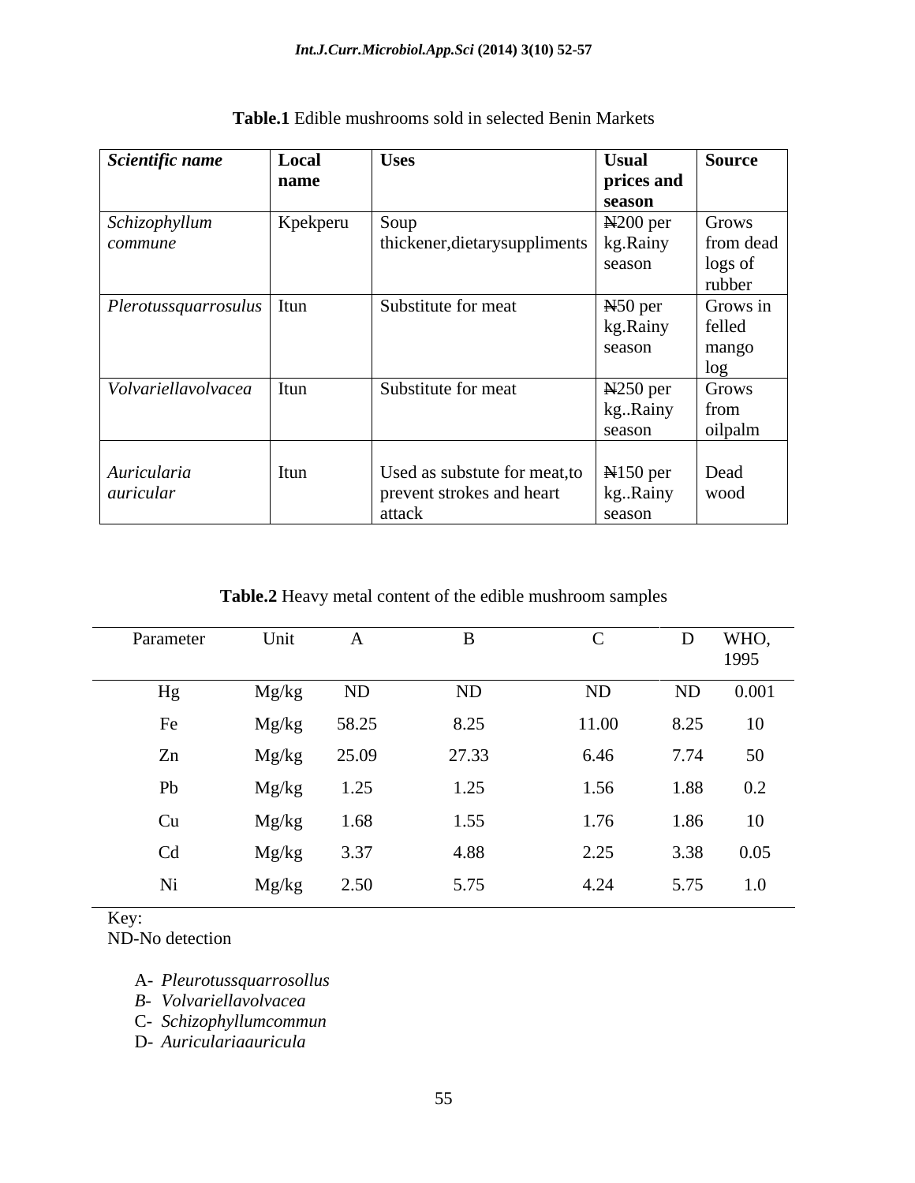**Table.1** Edible mushrooms sold in selected Benin Markets

| ***Scientific name*** | **Local name** | **Uses** | **Usual prices and season** | **Source** |
|---|---|---|---|---|
| *Schizophyllum commune* | Kpekperu | Soup thickener,dietarysuppliments | ₦200 per kg.Rainy season | Grows from dead logs of rubber |
| *Plerotussquarrosulus* | Itun | Substitute for meat | ₦50 per kg.Rainy season | Grows in felled mango log |
| *Volvariellavolvacea* | Itun | Substitute for meat | ₦250 per kg..Rainy season | Grows from oilpalm |
| *Auricularia auricular* | Itun | Used as substute for meat,to prevent strokes and heart attack | ₦150 per kg..Rainy season | Dead wood |

**Table.2** Heavy metal content of the edible mushroom samples

| Parameter | Unit | A | B | C | D | WHO, 1995 |
|---|---|---|---|---|---|---|
| Hg | Mg/kg | ND | ND | ND | ND | 0.001 |
| Fe | Mg/kg | 58.25 | 8.25 | 11.00 | 8.25 | 10 |
| Zn | Mg/kg | 25.09 | 27.33 | 6.46 | 7.74 | 50 |
| Pb | Mg/kg | 1.25 | 1.25 | 1.56 | 1.88 | 0.2 |
| Cu | Mg/kg | 1.68 | 1.55 | 1.76 | 1.86 | 10 |
| Cd | Mg/kg | 3.37 | 4.88 | 2.25 | 3.38 | 0.05 |
| Ni | Mg/kg | 2.50 | 5.75 | 4.24 | 5.75 | 1.0 |

Key:
ND-No detection

A- *Pleurotussquarrosollus*
*B- Volvariellavolvacea*
C- *Schizophyllumcommun*
D- *Auriculariaauricula*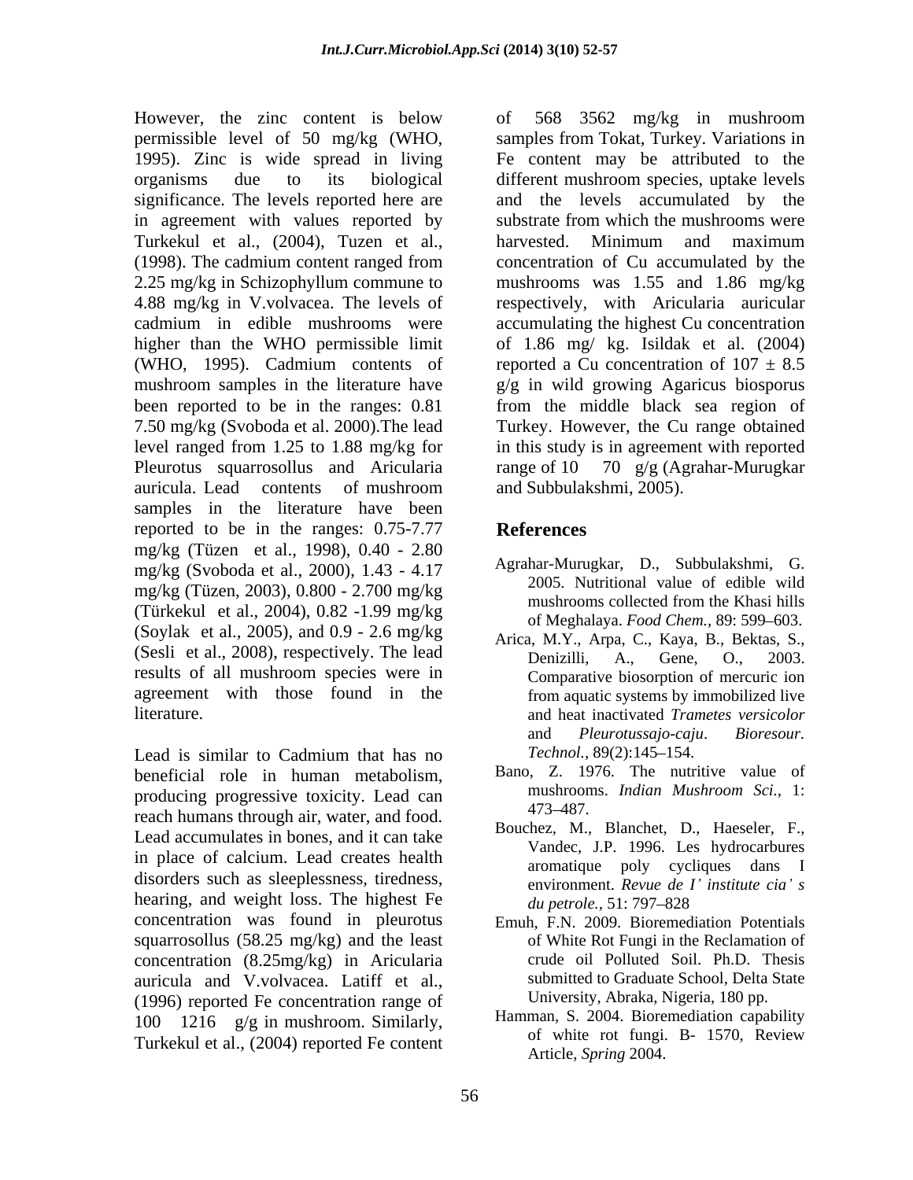However, the zinc content is below permissible level of 50 mg/kg (WHO, 1995). Zinc is wide spread in living organisms due to its biological significance. The levels reported here are in agreement with values reported by Turkekul et al., (2004), Tuzen et al., (1998). The cadmium content ranged from 2.25 mg/kg in Schizophyllum commune to 4.88 mg/kg in V.volvacea. The levels of cadmium in edible mushrooms were higher than the WHO permissible limit (WHO, 1995). Cadmium contents of mushroom samples in the literature have been reported to be in the ranges: 0.81 7.50 mg/kg (Svoboda et al. 2000).The lead level ranged from 1.25 to 1.88 mg/kg for Pleurotus squarrosollus and Aricularia auricula. Lead contents of mushroom samples in the literature have been reported to be in the ranges: 0.75-7.77 mg/kg (Tüzen et al., 1998), 0.40 - 2.80 mg/kg (Svoboda et al., 2000), 1.43 - 4.17 mg/kg (Tüzen, 2003), 0.800 - 2.700 mg/kg (Türkekul et al., 2004), 0.82 -1.99 mg/kg (Soylak et al., 2005), and 0.9 - 2.6 mg/kg (Sesli et al., 2008), respectively. The lead results of all mushroom species were in agreement with those found in the literature.

Lead is similar to Cadmium that has no beneficial role in human metabolism, producing progressive toxicity. Lead can reach humans through air, water, and food. Lead accumulates in bones, and it can take in place of calcium. Lead creates health disorders such as sleeplessness, tiredness, hearing, and weight loss. The highest Fe concentration was found in pleurotus squarrosollus (58.25 mg/kg) and the least concentration (8.25mg/kg) in Aricularia auricula and V.volvacea. Latiff et al., (1996) reported Fe concentration range of 100 1216 g/g in mushroom. Similarly, Turkekul et al., (2004) reported Fe content of 568 3562 mg/kg in mushroom samples from Tokat, Turkey. Variations in Fe content may be attributed to the different mushroom species, uptake levels and the levels accumulated by the substrate from which the mushrooms were harvested. Minimum and maximum concentration of Cu accumulated by the mushrooms was 1.55 and 1.86 mg/kg respectively, with Aricularia auricular accumulating the highest Cu concentration of 1.86 mg/ kg. Isildak et al. (2004) reported a Cu concentration of $107 \pm 8.5$ g/g in wild growing Agaricus biosporus from the middle black sea region of Turkey. However, the Cu range obtained in this study is in agreement with reported range of 10 70 g/g (Agrahar-Murugkar and Subbulakshmi, 2005).

## References

Agrahar-Murugkar, D., Subbulakshmi, G. 2005. Nutritional value of edible wild mushrooms collected from the Khasi hills of Meghalaya. *Food Chem.*, 89: 599–603.

Arica, M.Y., Arpa, C., Kaya, B., Bektas, S., Denizilli, A., Gene, O., 2003. Comparative biosorption of mercuric ion from aquatic systems by immobilized live and heat inactivated *Trametes versicolor* and *Pleurotussajo-caju*. *Bioresour. Technol.*, 89(2):145–154.

Bano, Z. 1976. The nutritive value of mushrooms. *Indian Mushroom Sci.*, 1: 473–487.

Bouchez, M., Blanchet, D., Haeseler, F., Vandec, J.P. 1996. Les hydrocarbures aromatique poly cycliques dans I environment. *Revue de I' institute cia' s du petrole.*, 51: 797–828

Emuh, F.N. 2009. Bioremediation Potentials of White Rot Fungi in the Reclamation of crude oil Polluted Soil. Ph.D. Thesis submitted to Graduate School, Delta State University, Abraka, Nigeria, 180 pp.

Hamman, S. 2004. Bioremediation capability of white rot fungi. B- 1570, Review Article, *Spring* 2004.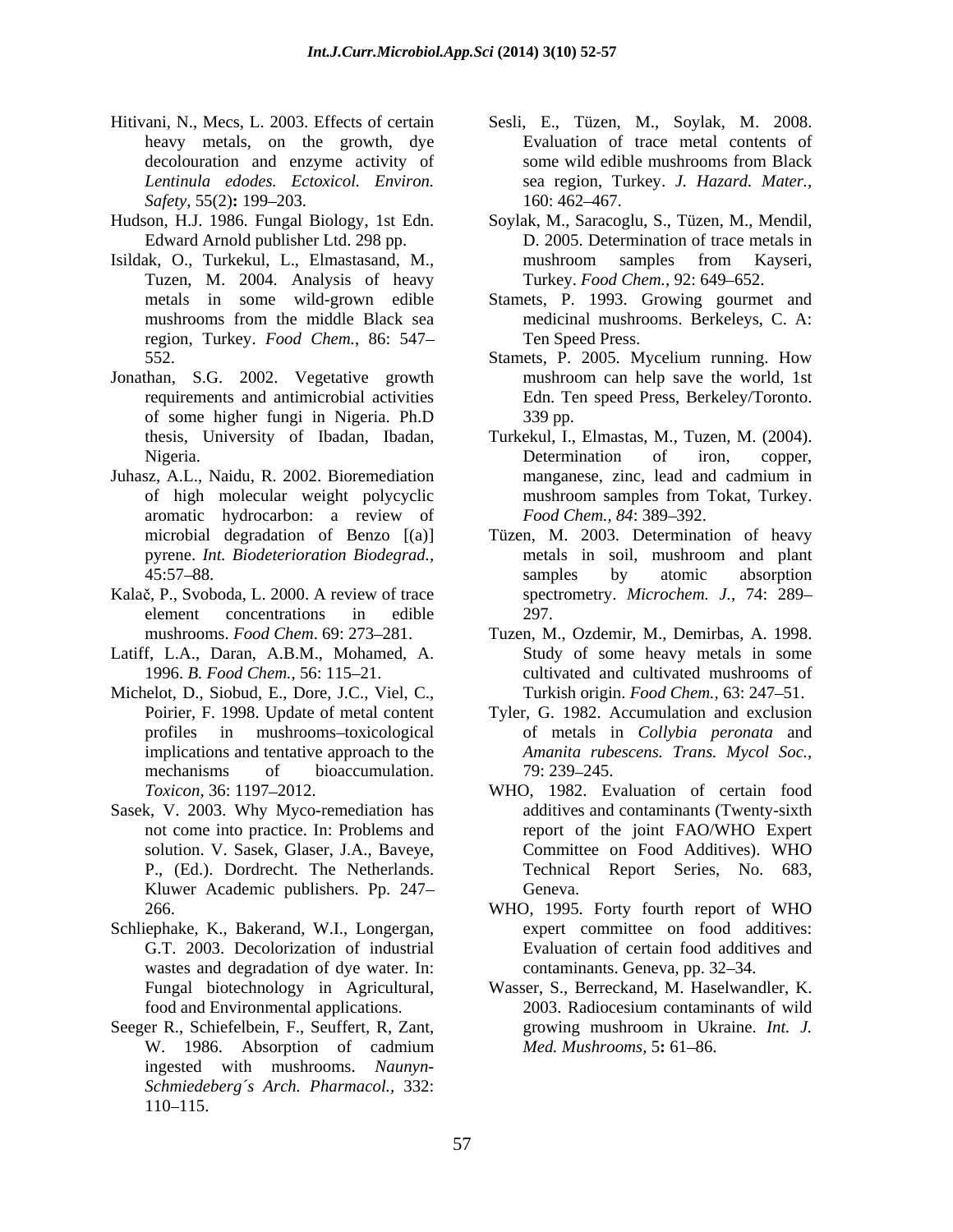Hitivani, N., Mecs, L. 2003. Effects of certain heavy metals, on the growth, dye decolouration and enzyme activity of *Lentinula edodes. Ectoxicol. Environ. Safety,* 55(2)**:** 199–203.

Hudson, H.J. 1986. Fungal Biology, 1st Edn. Edward Arnold publisher Ltd. 298 pp.

Isildak, O., Turkekul, L., Elmastasand, M., Tuzen, M. 2004. Analysis of heavy metals in some wild-grown edible mushrooms from the middle Black sea region, Turkey. *Food Chem.,* 86: 547–552.

Jonathan, S.G. 2002. Vegetative growth requirements and antimicrobial activities of some higher fungi in Nigeria. Ph.D thesis, University of Ibadan, Ibadan, Nigeria.

Juhasz, A.L., Naidu, R. 2002. Bioremediation of high molecular weight polycyclic aromatic hydrocarbon: a review of microbial degradation of Benzo [(a)] pyrene. *Int. Biodeterioration Biodegrad.,* 45:57–88.

Kalač, P., Svoboda, L. 2000. A review of trace element concentrations in edible mushrooms. *Food Chem*. 69: 273–281.

Latiff, L.A., Daran, A.B.M., Mohamed, A. 1996. *B. Food Chem.,* 56: 115–21.

Michelot, D., Siobud, E., Dore, J.C., Viel, C., Poirier, F. 1998. Update of metal content profiles in mushrooms–toxicological implications and tentative approach to the mechanisms of bioaccumulation. *Toxicon,* 36: 1197–2012.

Sasek, V. 2003. Why Myco-remediation has not come into practice. In: Problems and solution. V. Sasek, Glaser, J.A., Baveye, P., (Ed.). Dordrecht. The Netherlands. Kluwer Academic publishers. Pp. 247–266.

Schliephake, K., Bakerand, W.I., Longergan, G.T. 2003. Decolorization of industrial wastes and degradation of dye water. In: Fungal biotechnology in Agricultural, food and Environmental applications.

Seeger R., Schiefelbein, F., Seuffert, R, Zant, W. 1986. Absorption of cadmium ingested with mushrooms. *Naunyn-Schmiedeberg´s Arch. Pharmacol.,* 332: 110–115.

Sesli, E., Tüzen, M., Soylak, M. 2008. Evaluation of trace metal contents of some wild edible mushrooms from Black sea region, Turkey. *J. Hazard. Mater.,* 160: 462–467.

Soylak, M., Saracoglu, S., Tüzen, M., Mendil, D. 2005. Determination of trace metals in mushroom samples from Kayseri, Turkey. *Food Chem.,* 92: 649–652.

Stamets, P. 1993. Growing gourmet and medicinal mushrooms. Berkeleys, C. A: Ten Speed Press.

Stamets, P. 2005. Mycelium running. How mushroom can help save the world, 1st Edn. Ten speed Press, Berkeley/Toronto. 339 pp.

Turkekul, I., Elmastas, M., Tuzen, M. (2004). Determination of iron, copper, manganese, zinc, lead and cadmium in mushroom samples from Tokat, Turkey. *Food Chem., 84*: 389–392.

Tüzen, M. 2003. Determination of heavy metals in soil, mushroom and plant samples by atomic absorption spectrometry. *Microchem. J.,* 74: 289–297.

Tuzen, M., Ozdemir, M., Demirbas, A. 1998. Study of some heavy metals in some cultivated and cultivated mushrooms of Turkish origin. *Food Chem.,* 63: 247–51.

Tyler, G. 1982. Accumulation and exclusion of metals in *Collybia peronata* and *Amanita rubescens. Trans. Mycol Soc.,* 79: 239–245.

WHO, 1982. Evaluation of certain food additives and contaminants (Twenty-sixth report of the joint FAO/WHO Expert Committee on Food Additives). WHO Technical Report Series, No. 683, Geneva.

WHO, 1995. Forty fourth report of WHO expert committee on food additives: Evaluation of certain food additives and contaminants. Geneva, pp. 32–34.

Wasser, S., Berreckand, M. Haselwandler, K. 2003. Radiocesium contaminants of wild growing mushroom in Ukraine. *Int. J. Med. Mushrooms,* 5**:** 61–86.